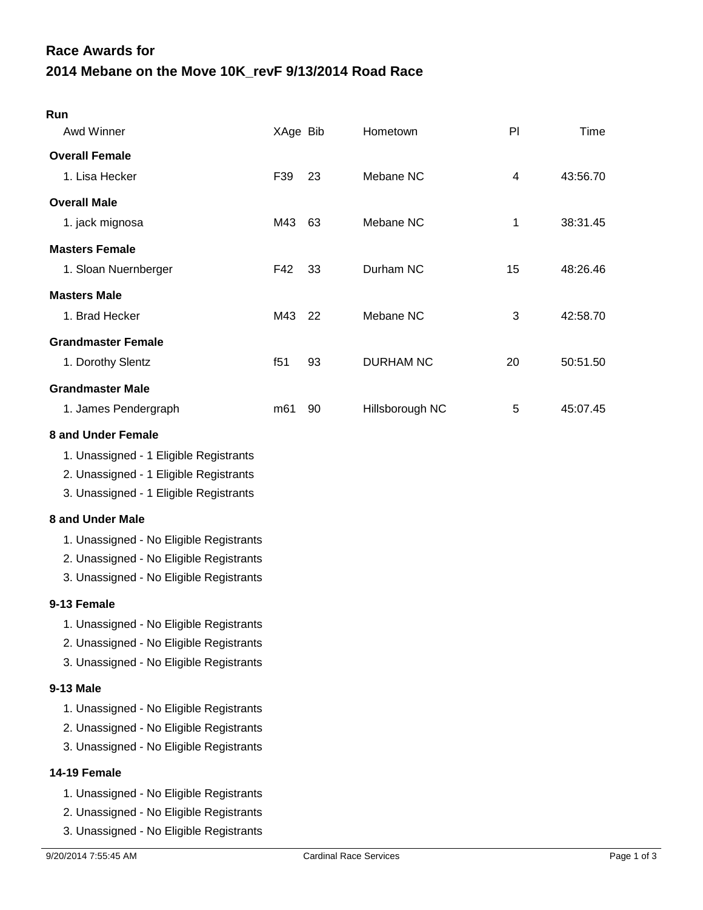# Race Awards for

## 2014 Mebane on the Move 10K_revF 9/13/2014 Road Race

### Run

| Awd Winner | XAge | Bib | Hometown | Pl | Time |
|---|---|---|---|---|---|
| **Overall Female** | | | | | |
| 1. Lisa Hecker | F39 | 23 | Mebane NC | 4 | 43:56.70 |
| **Overall Male** | | | | | |
| 1. jack mignosa | M43 | 63 | Mebane NC | 1 | 38:31.45 |
| **Masters Female** | | | | | |
| 1. Sloan Nuernberger | F42 | 33 | Durham NC | 15 | 48:26.46 |
| **Masters Male** | | | | | |
| 1. Brad Hecker | M43 | 22 | Mebane NC | 3 | 42:58.70 |
| **Grandmaster Female** | | | | | |
| 1. Dorothy Slentz | f51 | 93 | DURHAM NC | 20 | 50:51.50 |
| **Grandmaster Male** | | | | | |
| 1. James Pendergraph | m61 | 90 | Hillsborough NC | 5 | 45:07.45 |

**8 and Under Female**

1. Unassigned - 1 Eligible Registrants
2. Unassigned - 1 Eligible Registrants
3. Unassigned - 1 Eligible Registrants

**8 and Under Male**

1. Unassigned - No Eligible Registrants
2. Unassigned - No Eligible Registrants
3. Unassigned - No Eligible Registrants

**9-13 Female**

1. Unassigned - No Eligible Registrants
2. Unassigned - No Eligible Registrants
3. Unassigned - No Eligible Registrants

**9-13 Male**

1. Unassigned - No Eligible Registrants
2. Unassigned - No Eligible Registrants
3. Unassigned - No Eligible Registrants

**14-19 Female**

1. Unassigned - No Eligible Registrants
2. Unassigned - No Eligible Registrants
3. Unassigned - No Eligible Registrants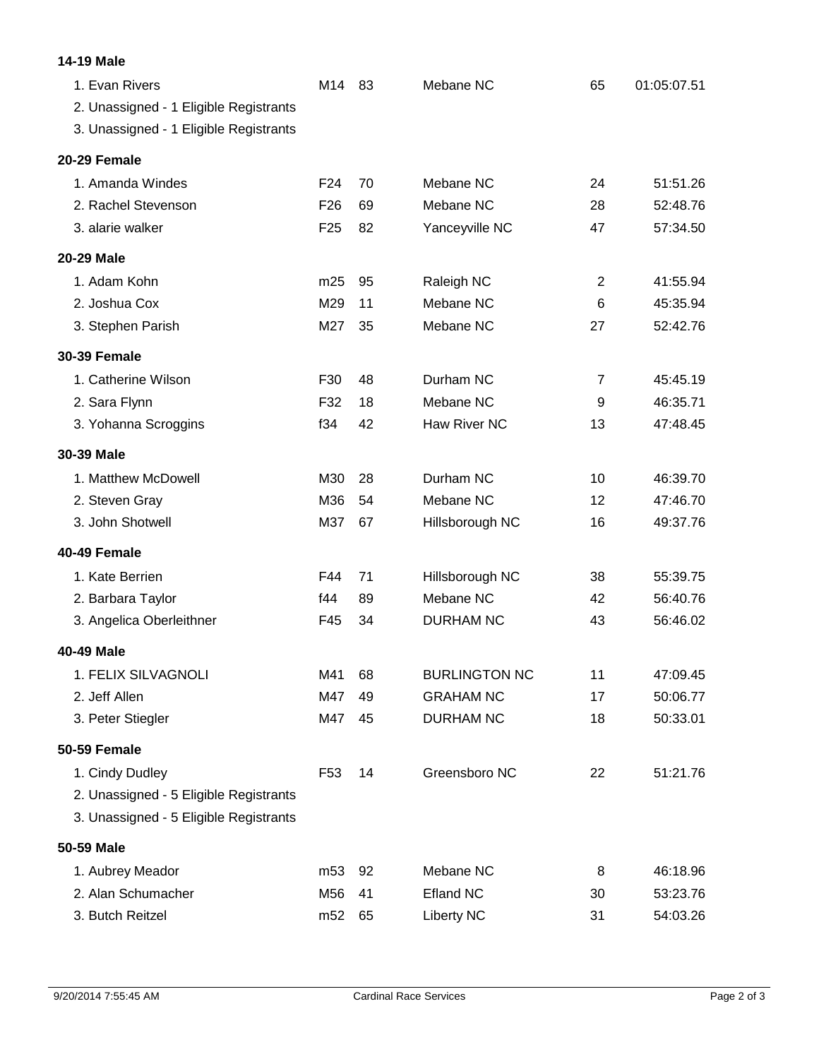**14-19 Male**

| | | | | | |
|---|---|---|---|---|---|
| 1. Evan Rivers | M14 | 83 | Mebane NC | 65 | 01:05:07.51 |
| 2. Unassigned - 1 Eligible Registrants | | | | | |
| 3. Unassigned - 1 Eligible Registrants | | | | | |

**20-29 Female**

| | | | | | |
|---|---|---|---|---|---|
| 1. Amanda Windes | F24 | 70 | Mebane NC | 24 | 51:51.26 |
| 2. Rachel Stevenson | F26 | 69 | Mebane NC | 28 | 52:48.76 |
| 3. alarie walker | F25 | 82 | Yanceyville NC | 47 | 57:34.50 |

**20-29 Male**

| | | | | | |
|---|---|---|---|---|---|
| 1. Adam Kohn | m25 | 95 | Raleigh NC | 2 | 41:55.94 |
| 2. Joshua Cox | M29 | 11 | Mebane NC | 6 | 45:35.94 |
| 3. Stephen Parish | M27 | 35 | Mebane NC | 27 | 52:42.76 |

**30-39 Female**

| | | | | | |
|---|---|---|---|---|---|
| 1. Catherine Wilson | F30 | 48 | Durham NC | 7 | 45:45.19 |
| 2. Sara Flynn | F32 | 18 | Mebane NC | 9 | 46:35.71 |
| 3. Yohanna Scroggins | f34 | 42 | Haw River NC | 13 | 47:48.45 |

**30-39 Male**

| | | | | | |
|---|---|---|---|---|---|
| 1. Matthew McDowell | M30 | 28 | Durham NC | 10 | 46:39.70 |
| 2. Steven Gray | M36 | 54 | Mebane NC | 12 | 47:46.70 |
| 3. John Shotwell | M37 | 67 | Hillsborough NC | 16 | 49:37.76 |

**40-49 Female**

| | | | | | |
|---|---|---|---|---|---|
| 1. Kate Berrien | F44 | 71 | Hillsborough NC | 38 | 55:39.75 |
| 2. Barbara Taylor | f44 | 89 | Mebane NC | 42 | 56:40.76 |
| 3. Angelica Oberleithner | F45 | 34 | DURHAM NC | 43 | 56:46.02 |

**40-49 Male**

| | | | | | |
|---|---|---|---|---|---|
| 1. FELIX SILVAGNOLI | M41 | 68 | BURLINGTON NC | 11 | 47:09.45 |
| 2. Jeff Allen | M47 | 49 | GRAHAM NC | 17 | 50:06.77 |
| 3. Peter Stiegler | M47 | 45 | DURHAM NC | 18 | 50:33.01 |

**50-59 Female**

| | | | | | |
|---|---|---|---|---|---|
| 1. Cindy Dudley | F53 | 14 | Greensboro NC | 22 | 51:21.76 |
| 2. Unassigned - 5 Eligible Registrants | | | | | |
| 3. Unassigned - 5 Eligible Registrants | | | | | |

**50-59 Male**

| | | | | | |
|---|---|---|---|---|---|
| 1. Aubrey Meador | m53 | 92 | Mebane NC | 8 | 46:18.96 |
| 2. Alan Schumacher | M56 | 41 | Efland NC | 30 | 53:23.76 |
| 3. Butch Reitzel | m52 | 65 | Liberty NC | 31 | 54:03.26 |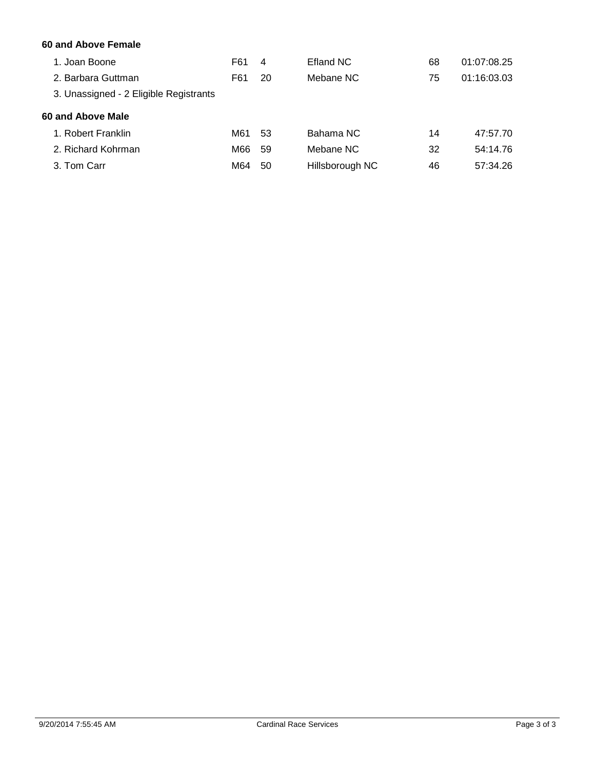**60 and Above Female**

| | | | | | |
|---|---|---|---|---|---|
| 1. Joan Boone | F61 | 4 | Efland NC | 68 | 01:07:08.25 |
| 2. Barbara Guttman | F61 | 20 | Mebane NC | 75 | 01:16:03.03 |
| 3. Unassigned - 2 Eligible Registrants | | | | | |

**60 and Above Male**

| | | | | | |
|---|---|---|---|---|---|
| 1. Robert Franklin | M61 | 53 | Bahama NC | 14 | 47:57.70 |
| 2. Richard Kohrman | M66 | 59 | Mebane NC | 32 | 54:14.76 |
| 3. Tom Carr | M64 | 50 | Hillsborough NC | 46 | 57:34.26 |